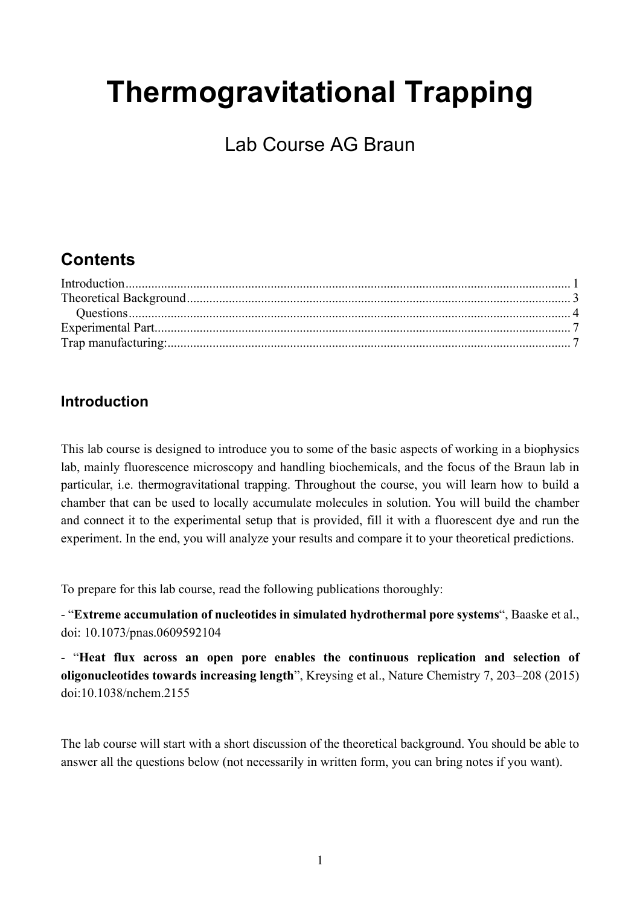# Thermogravitational Trapping

Lab Course AG Braun

## Contents

Introduction ........................................................................................................................................ 1
Theoretical Background ...................................................................................................................... 3
    Questions ........................................................................................................................................ 4
Experimental Part ................................................................................................................................ 7
Trap manufacturing: ............................................................................................................................ 7

## Introduction

This lab course is designed to introduce you to some of the basic aspects of working in a biophysics lab, mainly fluorescence microscopy and handling biochemicals, and the focus of the Braun lab in particular, i.e. thermogravitational trapping. Throughout the course, you will learn how to build a chamber that can be used to locally accumulate molecules in solution. You will build the chamber and connect it to the experimental setup that is provided, fill it with a fluorescent dye and run the experiment. In the end, you will analyze your results and compare it to your theoretical predictions.

To prepare for this lab course, read the following publications thoroughly:

- "**Extreme accumulation of nucleotides in simulated hydrothermal pore systems**", Baaske et al., doi: 10.1073/pnas.0609592104

- "**Heat flux across an open pore enables the continuous replication and selection of oligonucleotides towards increasing length**", Kreysing et al., Nature Chemistry 7, 203–208 (2015) doi:10.1038/nchem.2155

The lab course will start with a short discussion of the theoretical background. You should be able to answer all the questions below (not necessarily in written form, you can bring notes if you want).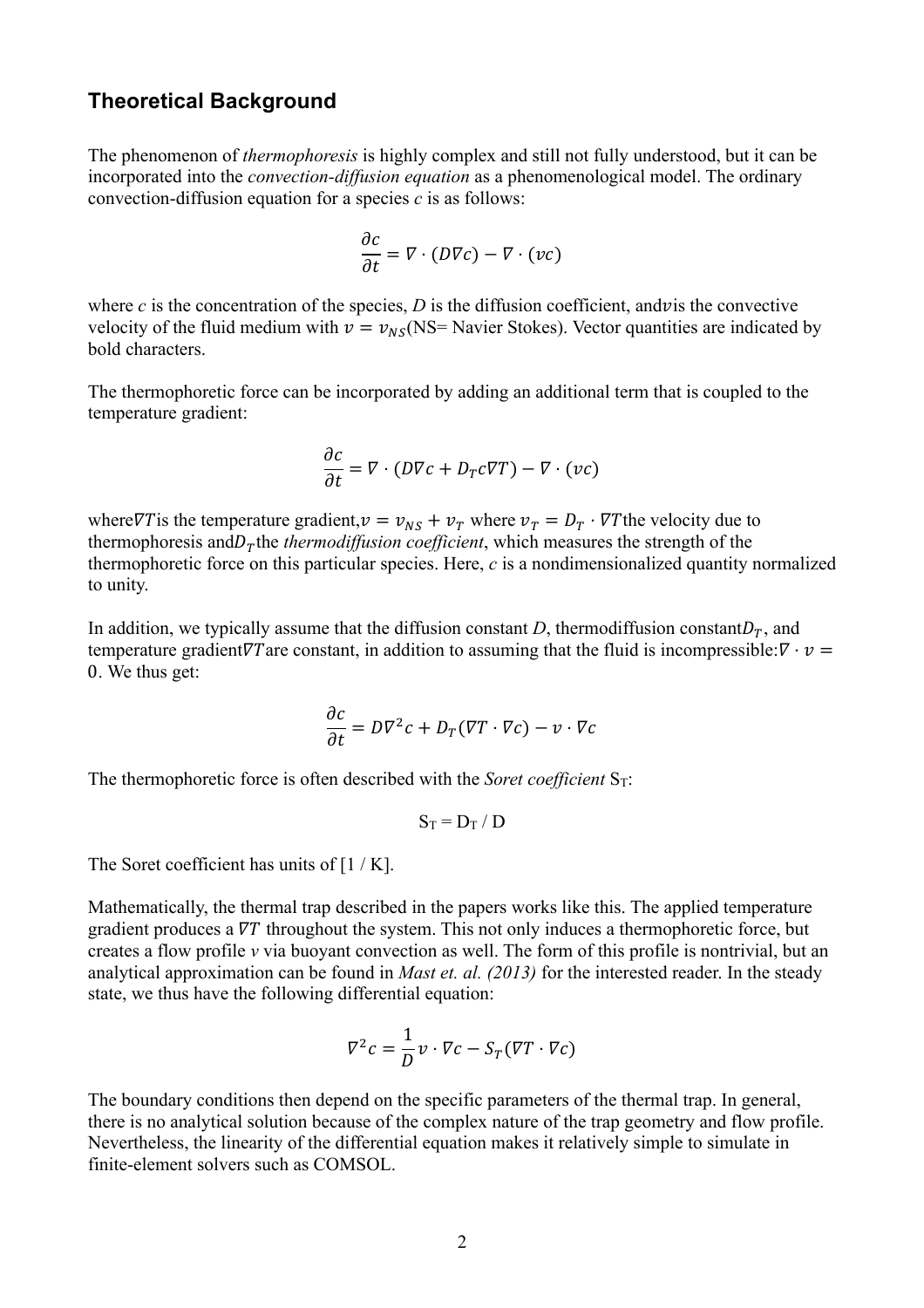## Theoretical Background

The phenomenon of *thermophoresis* is highly complex and still not fully understood, but it can be incorporated into the *convection-diffusion equation* as a phenomenological model. The ordinary convection-diffusion equation for a species *c* is as follows:

$$\frac{\partial c}{\partial t} = \nabla \cdot (D \nabla c) - \nabla \cdot (vc)$$

where *c* is the concentration of the species, *D* is the diffusion coefficient, and$v$is the convective velocity of the fluid medium with $v = v_{NS}$(NS= Navier Stokes). Vector quantities are indicated by bold characters.

The thermophoretic force can be incorporated by adding an additional term that is coupled to the temperature gradient:

$$\frac{\partial c}{\partial t} = \nabla \cdot (D \nabla c + D_T c \nabla T) - \nabla \cdot (vc)$$

where$\nabla T$is the temperature gradient,$v = v_{NS} + v_T$ where $v_T = D_T \cdot \nabla T$the velocity due to thermophoresis and$D_T$the *thermodiffusion coefficient*, which measures the strength of the thermophoretic force on this particular species. Here, *c* is a nondimensionalized quantity normalized to unity.

In addition, we typically assume that the diffusion constant *D*, thermodiffusion constant$D_T$, and temperature gradient$\nabla T$are constant, in addition to assuming that the fluid is incompressible:$\nabla \cdot v = 0$. We thus get:

$$\frac{\partial c}{\partial t} = D \nabla^2 c + D_T (\nabla T \cdot \nabla c) - v \cdot \nabla c$$

The thermophoretic force is often described with the *Soret coefficient* $S_T$:

$$S_T = D_T / D$$

The Soret coefficient has units of [1 / K].

Mathematically, the thermal trap described in the papers works like this. The applied temperature gradient produces a $\nabla T$ throughout the system. This not only induces a thermophoretic force, but creates a flow profile *v* via buoyant convection as well. The form of this profile is nontrivial, but an analytical approximation can be found in *Mast et. al. (2013)* for the interested reader. In the steady state, we thus have the following differential equation:

$$\nabla^2 c = \frac{1}{D} v \cdot \nabla c - S_T (\nabla T \cdot \nabla c)$$

The boundary conditions then depend on the specific parameters of the thermal trap. In general, there is no analytical solution because of the complex nature of the trap geometry and flow profile. Nevertheless, the linearity of the differential equation makes it relatively simple to simulate in finite-element solvers such as COMSOL.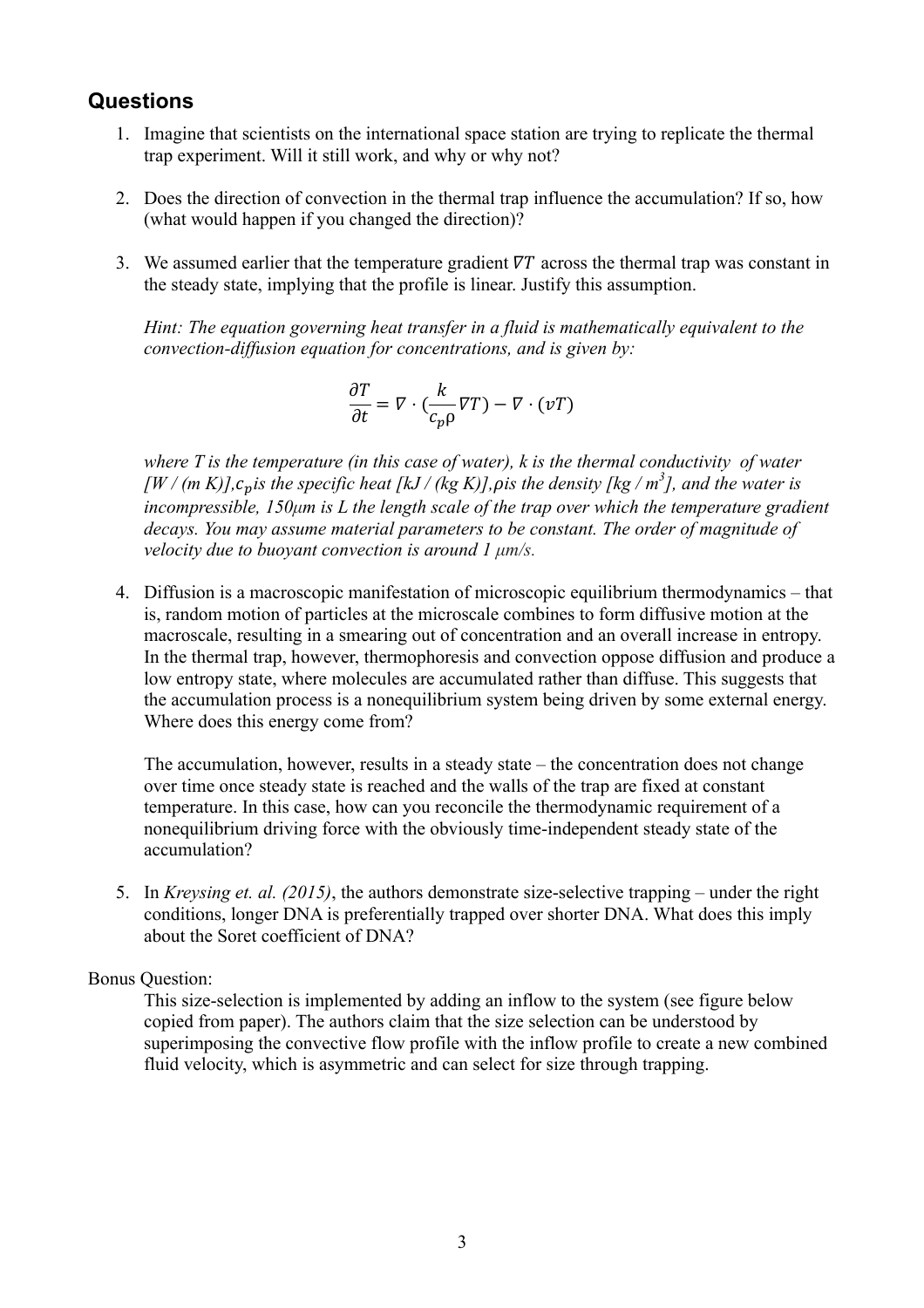## Questions

1. Imagine that scientists on the international space station are trying to replicate the thermal trap experiment. Will it still work, and why or why not?

2. Does the direction of convection in the thermal trap influence the accumulation? If so, how (what would happen if you changed the direction)?

3. We assumed earlier that the temperature gradient $\nabla T$ across the thermal trap was constant in the steady state, implying that the profile is linear. Justify this assumption.

   *Hint: The equation governing heat transfer in a fluid is mathematically equivalent to the convection-diffusion equation for concentrations, and is given by:*

   $$\frac{\partial T}{\partial t} = \nabla \cdot \left(\frac{k}{c_p \rho} \nabla T\right) - \nabla \cdot (vT)$$

   *where T is the temperature (in this case of water), k is the thermal conductivity of water [W / (m K)], $c_p$ is the specific heat [kJ / (kg K)], $\rho$ is the density [kg / $m^3$], and the water is incompressible, 150μm is L the length scale of the trap over which the temperature gradient decays. You may assume material parameters to be constant. The order of magnitude of velocity due to buoyant convection is around 1 μm/s.*

4. Diffusion is a macroscopic manifestation of microscopic equilibrium thermodynamics – that is, random motion of particles at the microscale combines to form diffusive motion at the macroscale, resulting in a smearing out of concentration and an overall increase in entropy. In the thermal trap, however, thermophoresis and convection oppose diffusion and produce a low entropy state, where molecules are accumulated rather than diffuse. This suggests that the accumulation process is a nonequilibrium system being driven by some external energy. Where does this energy come from?

   The accumulation, however, results in a steady state – the concentration does not change over time once steady state is reached and the walls of the trap are fixed at constant temperature. In this case, how can you reconcile the thermodynamic requirement of a nonequilibrium driving force with the obviously time-independent steady state of the accumulation?

5. In *Kreysing et. al. (2015)*, the authors demonstrate size-selective trapping – under the right conditions, longer DNA is preferentially trapped over shorter DNA. What does this imply about the Soret coefficient of DNA?

Bonus Question:

This size-selection is implemented by adding an inflow to the system (see figure below copied from paper). The authors claim that the size selection can be understood by superimposing the convective flow profile with the inflow profile to create a new combined fluid velocity, which is asymmetric and can select for size through trapping.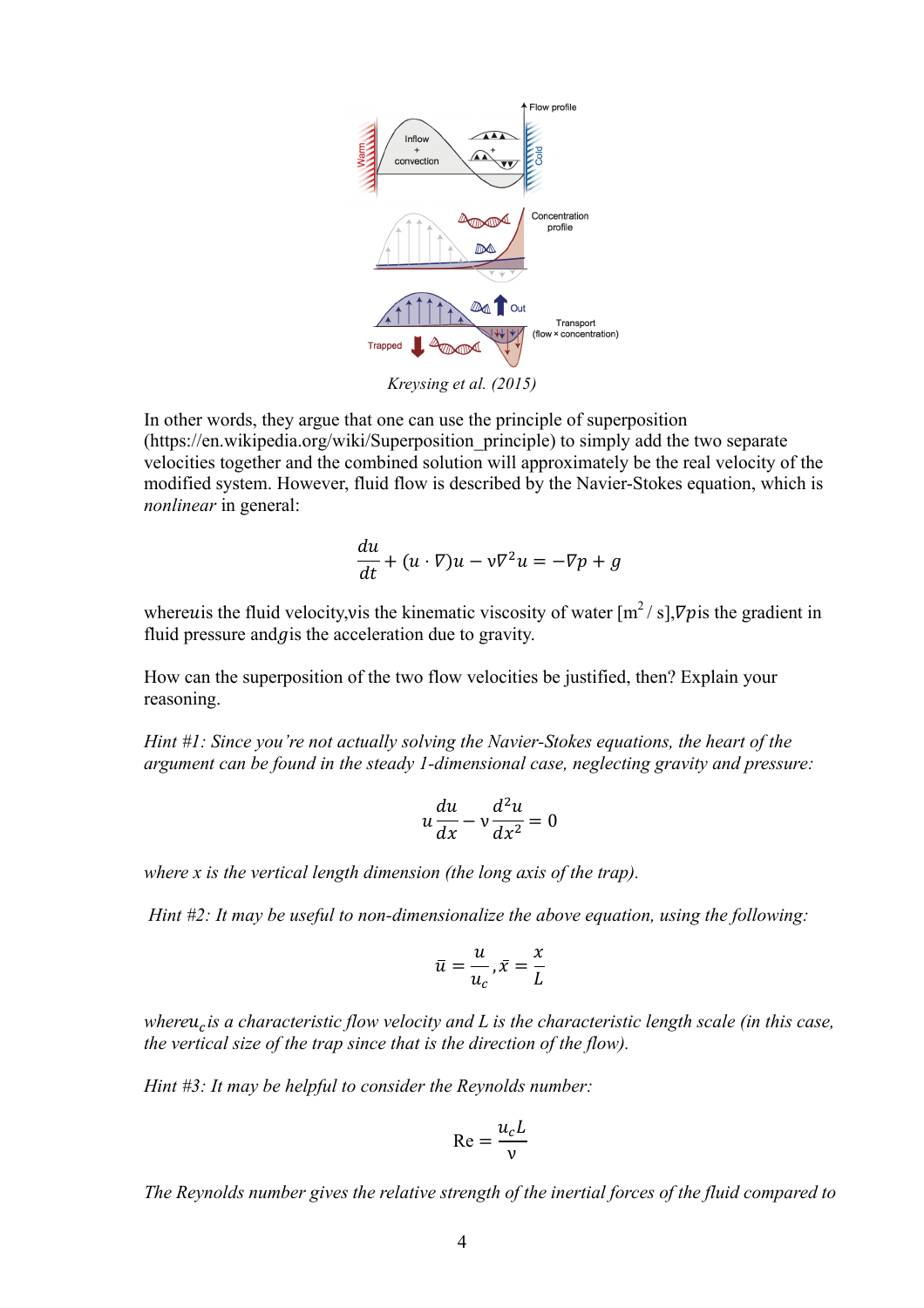*Kreysing et al. (2015)*

In other words, they argue that one can use the principle of superposition (https://en.wikipedia.org/wiki/Superposition_principle) to simply add the two separate velocities together and the combined solution will approximately be the real velocity of the modified system. However, fluid flow is described by the Navier-Stokes equation, which is *nonlinear* in general:

$$\frac{du}{dt} + (u \cdot \nabla)u - \nu \nabla^2 u = -\nabla p + g$$

where $u$ is the fluid velocity, $\nu$ is the kinematic viscosity of water [$m^2 / s$], $\nabla p$ is the gradient in fluid pressure and $g$ is the acceleration due to gravity.

How can the superposition of the two flow velocities be justified, then? Explain your reasoning.

*Hint #1: Since you're not actually solving the Navier-Stokes equations, the heart of the argument can be found in the steady 1-dimensional case, neglecting gravity and pressure:*

$$u\frac{du}{dx} - \nu\frac{d^2u}{dx^2} = 0$$

*where x is the vertical length dimension (the long axis of the trap).*

*Hint #2: It may be useful to non-dimensionalize the above equation, using the following:*

$$\bar{u} = \frac{u}{u_c}, \bar{x} = \frac{x}{L}$$

*where $u_c$ is a characteristic flow velocity and L is the characteristic length scale (in this case, the vertical size of the trap since that is the direction of the flow).*

*Hint #3: It may be helpful to consider the Reynolds number:*

$$\text{Re} = \frac{u_c L}{\nu}$$

*The Reynolds number gives the relative strength of the inertial forces of the fluid compared to*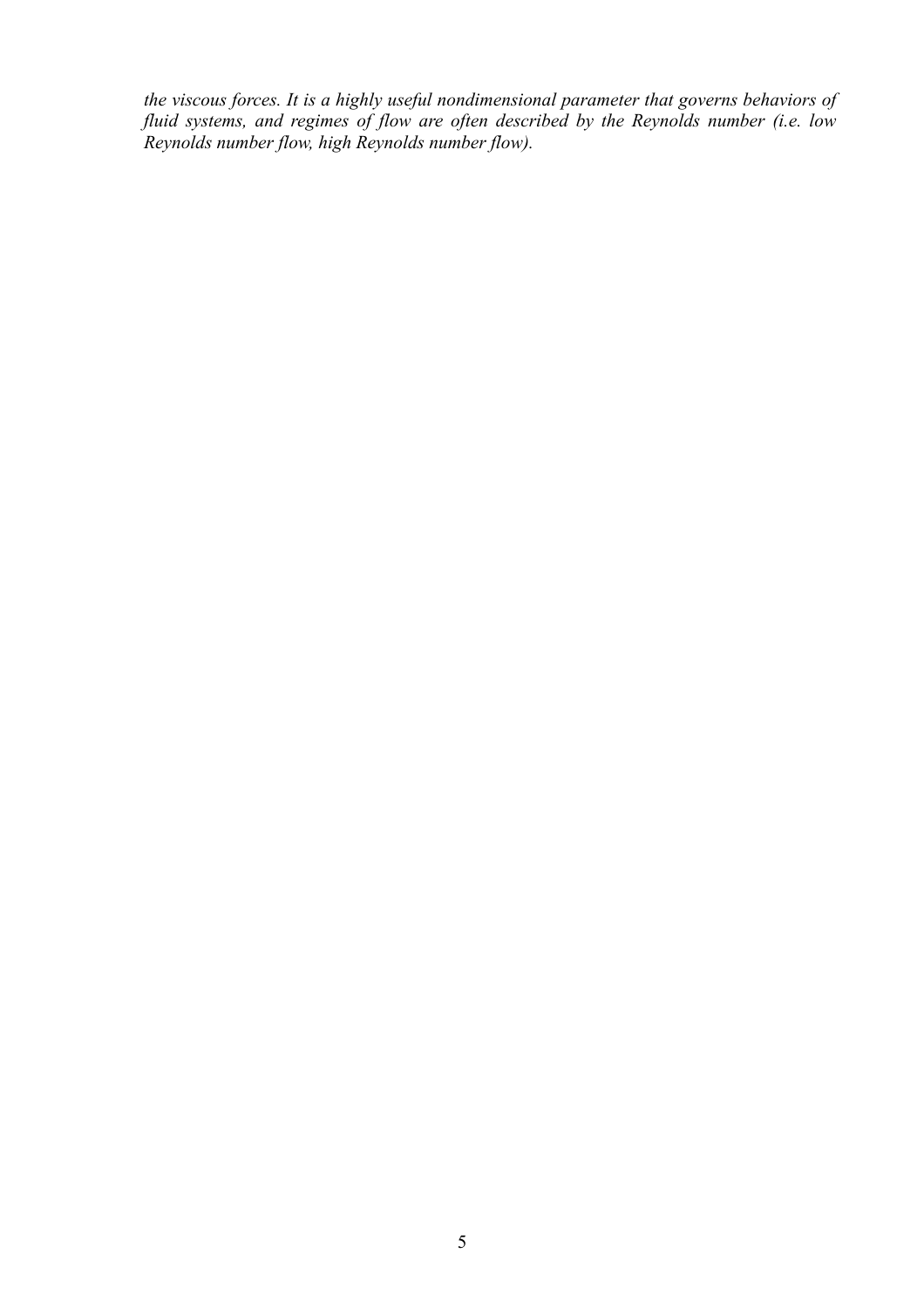*the viscous forces. It is a highly useful nondimensional parameter that governs behaviors of fluid systems, and regimes of flow are often described by the Reynolds number (i.e. low Reynolds number flow, high Reynolds number flow).*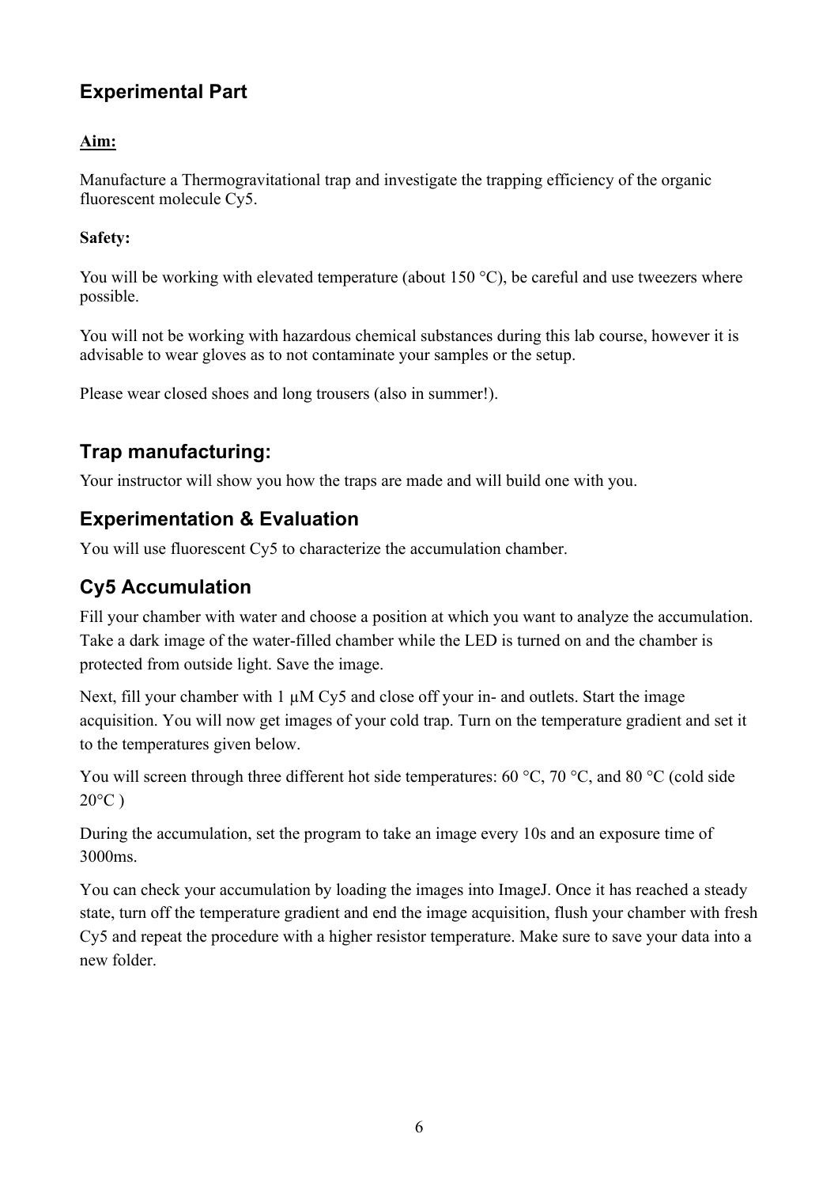## Experimental Part

**Aim:**

Manufacture a Thermogravitational trap and investigate the trapping efficiency of the organic fluorescent molecule Cy5.

**Safety:**

You will be working with elevated temperature (about 150 °C), be careful and use tweezers where possible.

You will not be working with hazardous chemical substances during this lab course, however it is advisable to wear gloves as to not contaminate your samples or the setup.

Please wear closed shoes and long trousers (also in summer!).

## Trap manufacturing:

Your instructor will show you how the traps are made and will build one with you.

## Experimentation & Evaluation

You will use fluorescent Cy5 to characterize the accumulation chamber.

## Cy5 Accumulation

Fill your chamber with water and choose a position at which you want to analyze the accumulation. Take a dark image of the water-filled chamber while the LED is turned on and the chamber is protected from outside light. Save the image.

Next, fill your chamber with 1 µM Cy5 and close off your in- and outlets. Start the image acquisition. You will now get images of your cold trap. Turn on the temperature gradient and set it to the temperatures given below.

You will screen through three different hot side temperatures: 60 °C, 70 °C, and 80 °C (cold side 20°C )

During the accumulation, set the program to take an image every 10s and an exposure time of 3000ms.

You can check your accumulation by loading the images into ImageJ. Once it has reached a steady state, turn off the temperature gradient and end the image acquisition, flush your chamber with fresh Cy5 and repeat the procedure with a higher resistor temperature. Make sure to save your data into a new folder.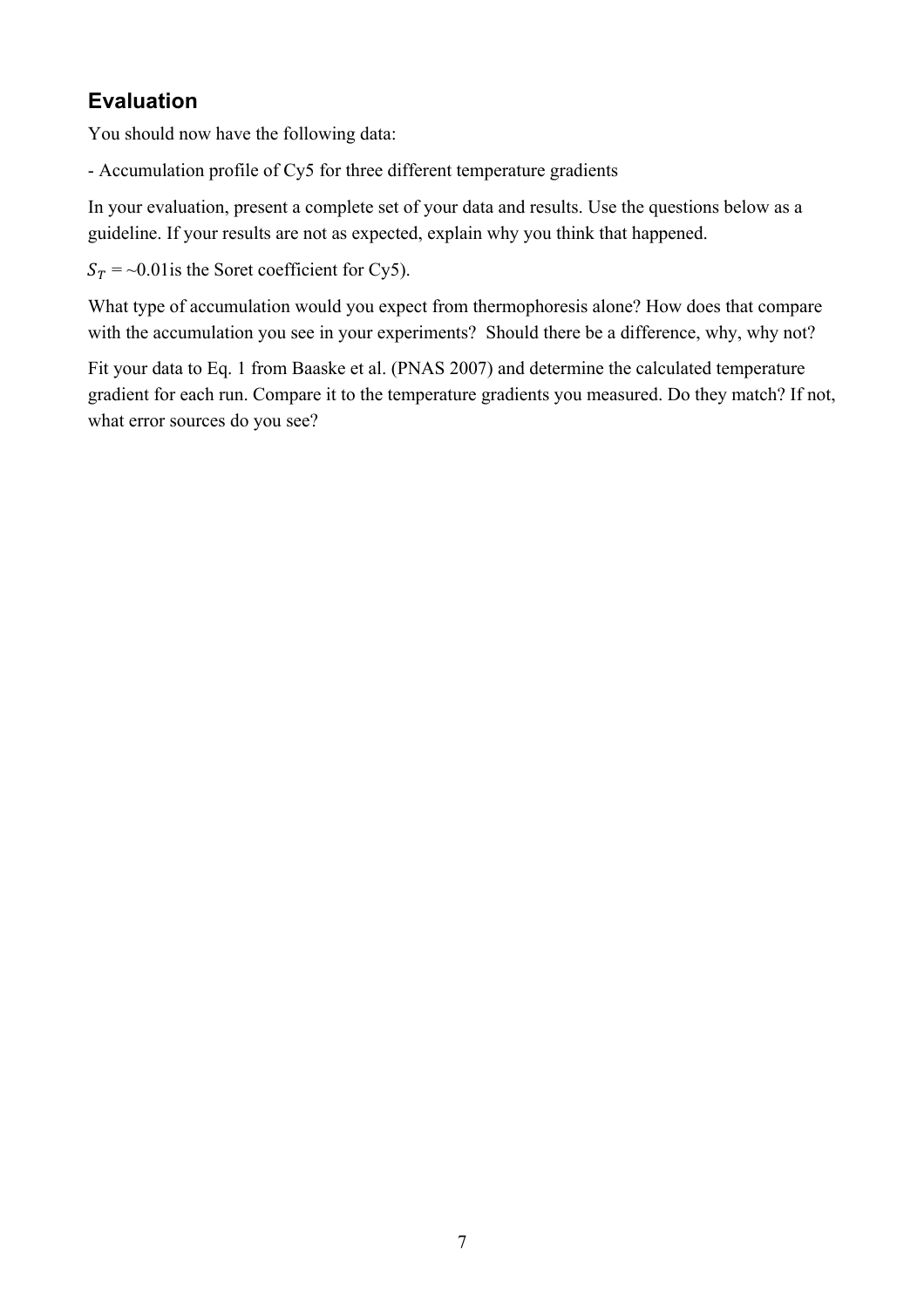## Evaluation

You should now have the following data:

- Accumulation profile of Cy5 for three different temperature gradients

In your evaluation, present a complete set of your data and results. Use the questions below as a guideline. If your results are not as expected, explain why you think that happened.

$S_T$ = ~0.01is the Soret coefficient for Cy5).

What type of accumulation would you expect from thermophoresis alone? How does that compare with the accumulation you see in your experiments? Should there be a difference, why, why not?

Fit your data to Eq. 1 from Baaske et al. (PNAS 2007) and determine the calculated temperature gradient for each run. Compare it to the temperature gradients you measured. Do they match? If not, what error sources do you see?